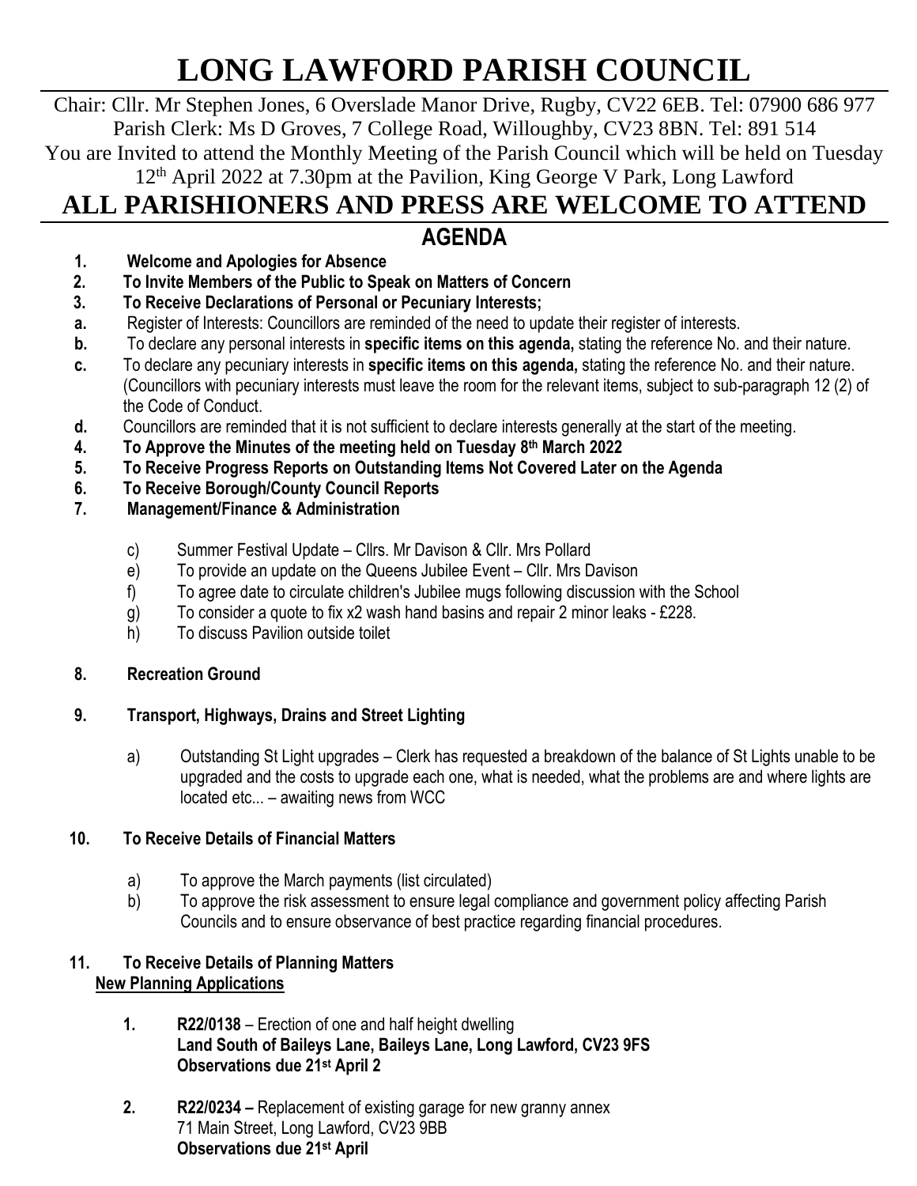# LONG LAWFORD PARISH COUNCIL

Chair: Cllr. Mr Stephen Jones, 6 Overslade Manor Drive, Rugby, CV22 6EB. Tel: 07900 686 977
Parish Clerk: Ms D Groves, 7 College Road, Willoughby, CV23 8BN. Tel: 891 514
You are Invited to attend the Monthly Meeting of the Parish Council which will be held on Tuesday 12th April 2022 at 7.30pm at the Pavilion, King George V Park, Long Lawford

## ALL PARISHIONERS AND PRESS ARE WELCOME TO ATTEND

## AGENDA

1. **Welcome and Apologies for Absence**
2. **To Invite Members of the Public to Speak on Matters of Concern**
3. **To Receive Declarations of Personal or Pecuniary Interests;**
   - **a.** Register of Interests: Councillors are reminded of the need to update their register of interests.
   - **b.** To declare any personal interests in **specific items on this agenda,** stating the reference No. and their nature.
   - **c.** To declare any pecuniary interests in **specific items on this agenda,** stating the reference No. and their nature. (Councillors with pecuniary interests must leave the room for the relevant items, subject to sub-paragraph 12 (2) of the Code of Conduct.
   - **d.** Councillors are reminded that it is not sufficient to declare interests generally at the start of the meeting.
4. **To Approve the Minutes of the meeting held on Tuesday 8th March 2022**
5. **To Receive Progress Reports on Outstanding Items Not Covered Later on the Agenda**
6. **To Receive Borough/County Council Reports**
7. **Management/Finance & Administration**
   - c) Summer Festival Update – Cllrs. Mr Davison & Cllr. Mrs Pollard
   - e) To provide an update on the Queens Jubilee Event – Cllr. Mrs Davison
   - f) To agree date to circulate children's Jubilee mugs following discussion with the School
   - g) To consider a quote to fix x2 wash hand basins and repair 2 minor leaks - £228.
   - h) To discuss Pavilion outside toilet
8. **Recreation Ground**
9. **Transport, Highways, Drains and Street Lighting**
   - a) Outstanding St Light upgrades – Clerk has requested a breakdown of the balance of St Lights unable to be upgraded and the costs to upgrade each one, what is needed, what the problems are and where lights are located etc... – awaiting news from WCC
10. **To Receive Details of Financial Matters**
    - a) To approve the March payments (list circulated)
    - b) To approve the risk assessment to ensure legal compliance and government policy affecting Parish Councils and to ensure observance of best practice regarding financial procedures.
11. **To Receive Details of Planning Matters**

**New Planning Applications**

1. **R22/0138** – Erection of one and half height dwelling
   **Land South of Baileys Lane, Baileys Lane, Long Lawford, CV23 9FS**
   **Observations due 21st April 2**
2. **R22/0234 –** Replacement of existing garage for new granny annex
   71 Main Street, Long Lawford, CV23 9BB
   **Observations due 21st April**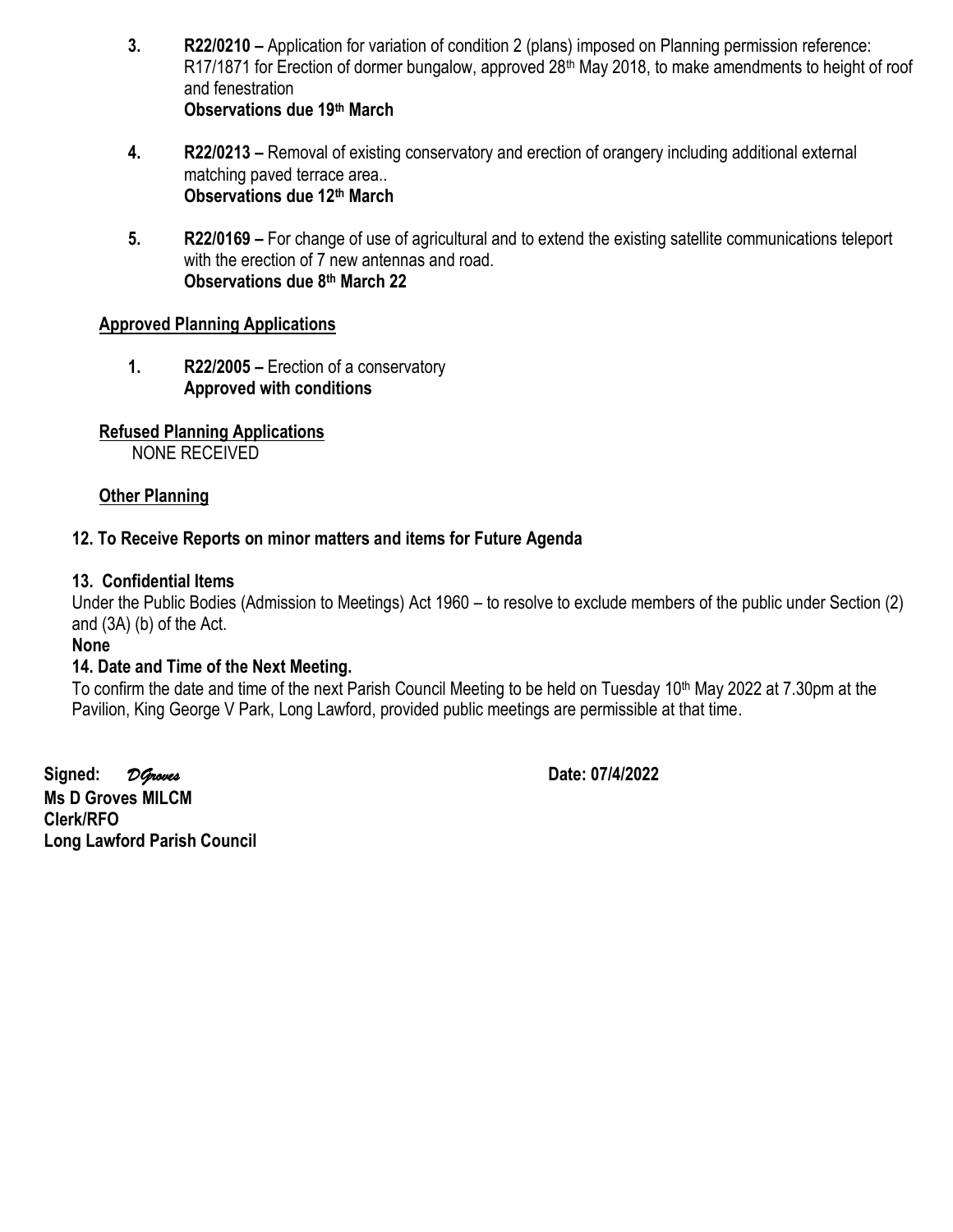3. **R22/0210 –** Application for variation of condition 2 (plans) imposed on Planning permission reference: R17/1871 for Erection of dormer bungalow, approved 28th May 2018, to make amendments to height of roof and fenestration
   **Observations due 19th March**

4. **R22/0213 –** Removal of existing conservatory and erection of orangery including additional external matching paved terrace area..
   **Observations due 12th March**

5. **R22/0169 –** For change of use of agricultural and to extend the existing satellite communications teleport with the erection of 7 new antennas and road.
   **Observations due 8th March 22**

**Approved Planning Applications**

1. **R22/2005 –** Erection of a conservatory
   **Approved with conditions**

**Refused Planning Applications**

NONE RECEIVED

**Other Planning**

**12. To Receive Reports on minor matters and items for Future Agenda**

**13. Confidential Items**

Under the Public Bodies (Admission to Meetings) Act 1960 – to resolve to exclude members of the public under Section (2) and (3A) (b) of the Act.

**None**

**14. Date and Time of the Next Meeting.**

To confirm the date and time of the next Parish Council Meeting to be held on Tuesday 10th May 2022 at 7.30pm at the Pavilion, King George V Park, Long Lawford, provided public meetings are permissible at that time.

**Signed:** *DGroves* **Date: 07/4/2022**

**Ms D Groves MILCM**
**Clerk/RFO**
**Long Lawford Parish Council**